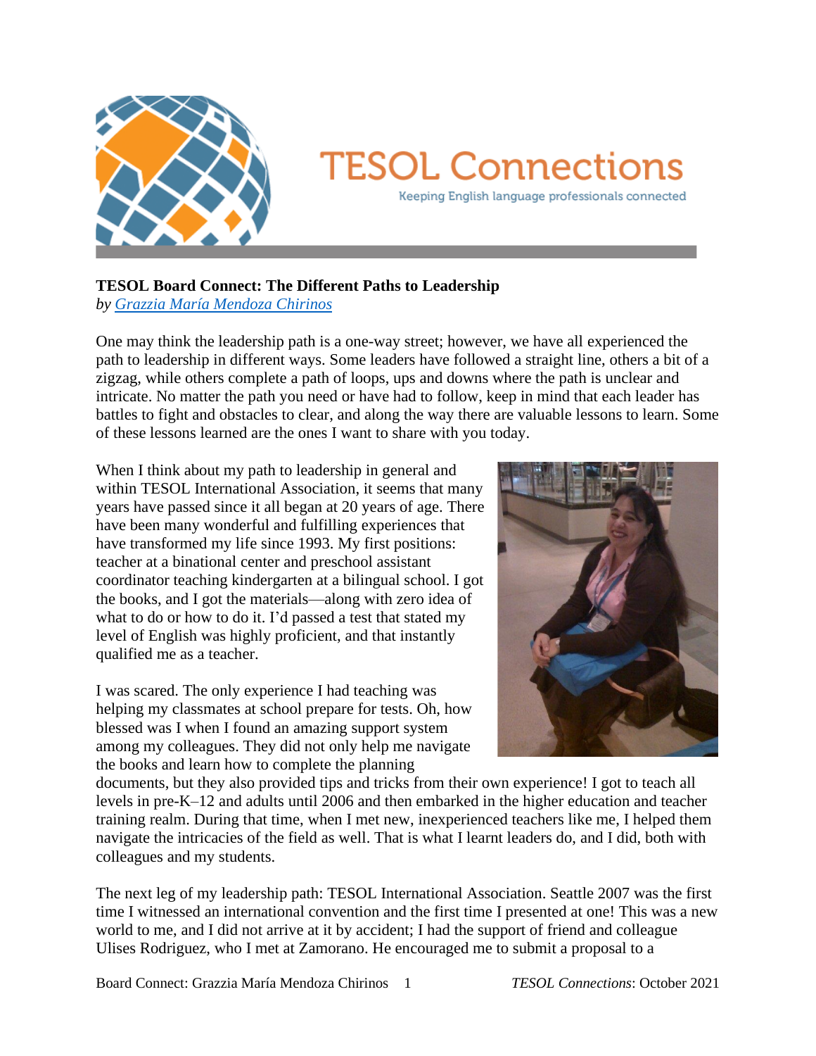TESOL Connections

Keeping English language professionals connected

## TESOL Board Connect: The Different Paths to Leadership

*by [Grazzia María Mendoza Chirinos]*

One may think the leadership path is a one-way street; however, we have all experienced the path to leadership in different ways. Some leaders have followed a straight line, others a bit of a zigzag, while others complete a path of loops, ups and downs where the path is unclear and intricate. No matter the path you need or have had to follow, keep in mind that each leader has battles to fight and obstacles to clear, and along the way there are valuable lessons to learn. Some of these lessons learned are the ones I want to share with you today.

When I think about my path to leadership in general and within TESOL International Association, it seems that many years have passed since it all began at 20 years of age. There have been many wonderful and fulfilling experiences that have transformed my life since 1993. My first positions: teacher at a binational center and preschool assistant coordinator teaching kindergarten at a bilingual school. I got the books, and I got the materials—along with zero idea of what to do or how to do it. I'd passed a test that stated my level of English was highly proficient, and that instantly qualified me as a teacher.

I was scared. The only experience I had teaching was helping my classmates at school prepare for tests. Oh, how blessed was I when I found an amazing support system among my colleagues. They did not only help me navigate the books and learn how to complete the planning documents, but they also provided tips and tricks from their own experience! I got to teach all levels in pre-K–12 and adults until 2006 and then embarked in the higher education and teacher training realm. During that time, when I met new, inexperienced teachers like me, I helped them navigate the intricacies of the field as well. That is what I learnt leaders do, and I did, both with colleagues and my students.

The next leg of my leadership path: TESOL International Association. Seattle 2007 was the first time I witnessed an international convention and the first time I presented at one! This was a new world to me, and I did not arrive at it by accident; I had the support of friend and colleague Ulises Rodriguez, who I met at Zamorano. He encouraged me to submit a proposal to a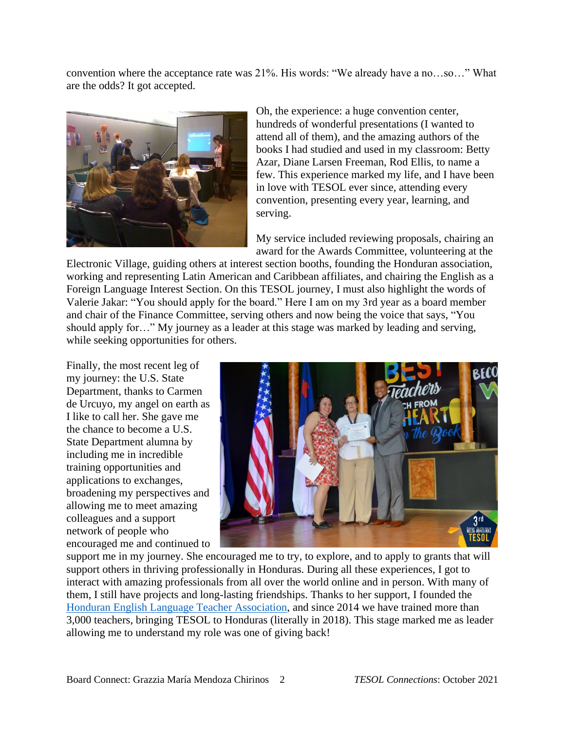convention where the acceptance rate was 21%. His words: "We already have a no…so…" What are the odds? It got accepted.

Oh, the experience: a huge convention center, hundreds of wonderful presentations (I wanted to attend all of them), and the amazing authors of the books I had studied and used in my classroom: Betty Azar, Diane Larsen Freeman, Rod Ellis, to name a few. This experience marked my life, and I have been in love with TESOL ever since, attending every convention, presenting every year, learning, and serving.

My service included reviewing proposals, chairing an award for the Awards Committee, volunteering at the Electronic Village, guiding others at interest section booths, founding the Honduran association, working and representing Latin American and Caribbean affiliates, and chairing the English as a Foreign Language Interest Section. On this TESOL journey, I must also highlight the words of Valerie Jakar: "You should apply for the board." Here I am on my 3rd year as a board member and chair of the Finance Committee, serving others and now being the voice that says, "You should apply for…" My journey as a leader at this stage was marked by leading and serving, while seeking opportunities for others.

Finally, the most recent leg of my journey: the U.S. State Department, thanks to Carmen de Urcuyo, my angel on earth as I like to call her. She gave me the chance to become a U.S. State Department alumna by including me in incredible training opportunities and applications to exchanges, broadening my perspectives and allowing me to meet amazing colleagues and a support network of people who encouraged me and continued to support me in my journey. She encouraged me to try, to explore, and to apply to grants that will support others in thriving professionally in Honduras. During all these experiences, I got to interact with amazing professionals from all over the world online and in person. With many of them, I still have projects and long-lasting friendships. Thanks to her support, I founded the [Honduran English Language Teacher Association](), and since 2014 we have trained more than 3,000 teachers, bringing TESOL to Honduras (literally in 2018). This stage marked me as leader allowing me to understand my role was one of giving back!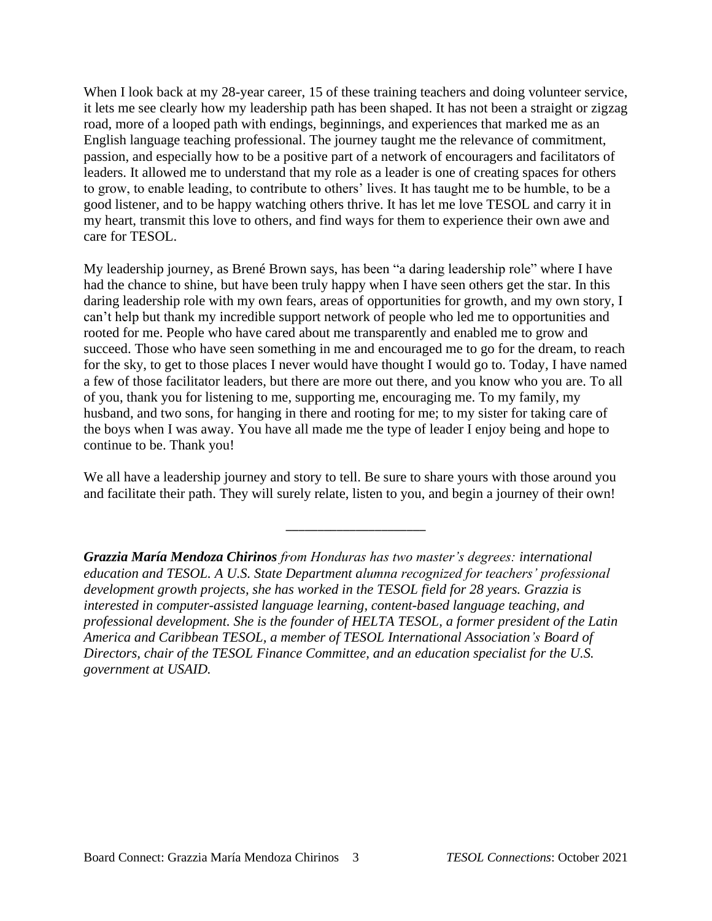When I look back at my 28-year career, 15 of these training teachers and doing volunteer service, it lets me see clearly how my leadership path has been shaped. It has not been a straight or zigzag road, more of a looped path with endings, beginnings, and experiences that marked me as an English language teaching professional. The journey taught me the relevance of commitment, passion, and especially how to be a positive part of a network of encouragers and facilitators of leaders. It allowed me to understand that my role as a leader is one of creating spaces for others to grow, to enable leading, to contribute to others' lives. It has taught me to be humble, to be a good listener, and to be happy watching others thrive. It has let me love TESOL and carry it in my heart, transmit this love to others, and find ways for them to experience their own awe and care for TESOL.

My leadership journey, as Brené Brown says, has been "a daring leadership role" where I have had the chance to shine, but have been truly happy when I have seen others get the star. In this daring leadership role with my own fears, areas of opportunities for growth, and my own story, I can't help but thank my incredible support network of people who led me to opportunities and rooted for me. People who have cared about me transparently and enabled me to grow and succeed. Those who have seen something in me and encouraged me to go for the dream, to reach for the sky, to get to those places I never would have thought I would go to. Today, I have named a few of those facilitator leaders, but there are more out there, and you know who you are. To all of you, thank you for listening to me, supporting me, encouraging me. To my family, my husband, and two sons, for hanging in there and rooting for me; to my sister for taking care of the boys when I was away. You have all made me the type of leader I enjoy being and hope to continue to be. Thank you!

We all have a leadership journey and story to tell. Be sure to share yours with those around you and facilitate their path. They will surely relate, listen to you, and begin a journey of their own!

---

***Grazzia María Mendoza Chirinos*** *from Honduras has two master's degrees: international education and TESOL. A U.S. State Department alumna recognized for teachers' professional development growth projects, she has worked in the TESOL field for 28 years. Grazzia is interested in computer-assisted language learning, content-based language teaching, and professional development. She is the founder of HELTA TESOL, a former president of the Latin America and Caribbean TESOL, a member of TESOL International Association's Board of Directors, chair of the TESOL Finance Committee, and an education specialist for the U.S. government at USAID.*